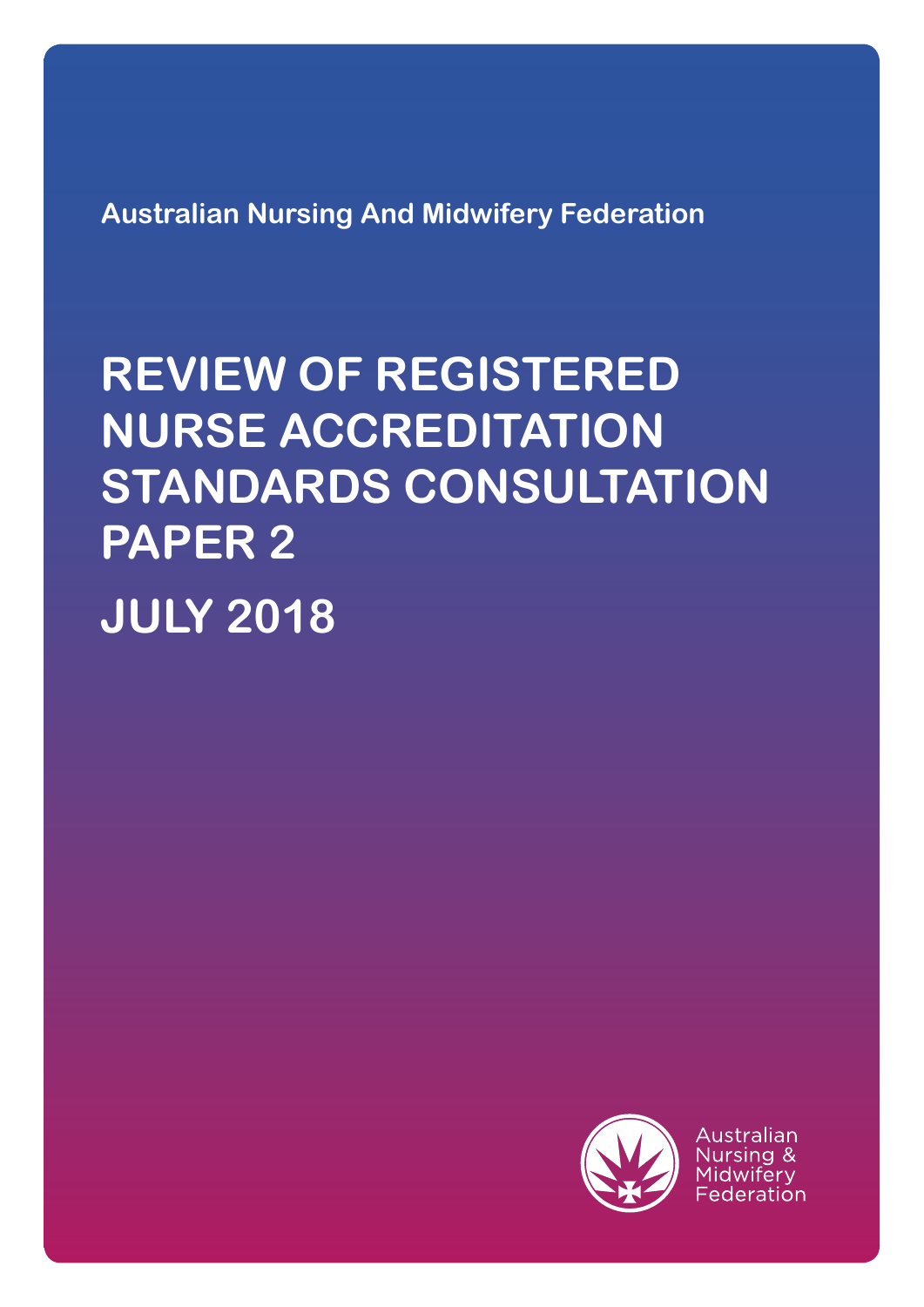Australian Nursing And Midwifery Federation

# REVIEW OF REGISTERED NURSE ACCREDITATION STANDARDS CONSULTATION PAPER 2

# JULY 2018

Australian Nursing & Midwifery Federation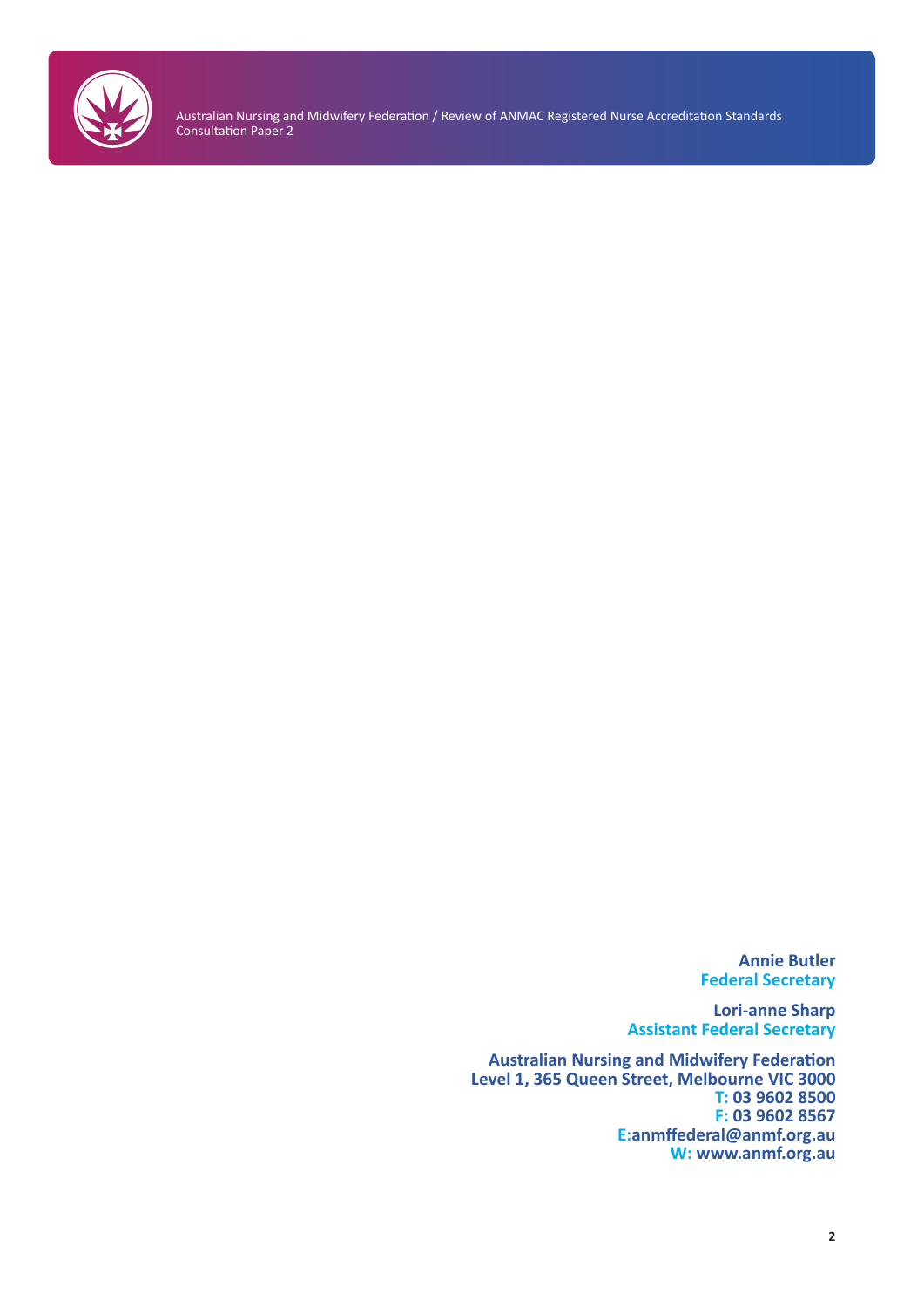**Annie Butler**
**Federal Secretary**

**Lori-anne Sharp**
**Assistant Federal Secretary**

**Australian Nursing and Midwifery Federation**
**Level 1, 365 Queen Street, Melbourne VIC 3000**
**T: 03 9602 8500**
**F: 03 9602 8567**
**E:anmffederal@anmf.org.au**
**W: www.anmf.org.au**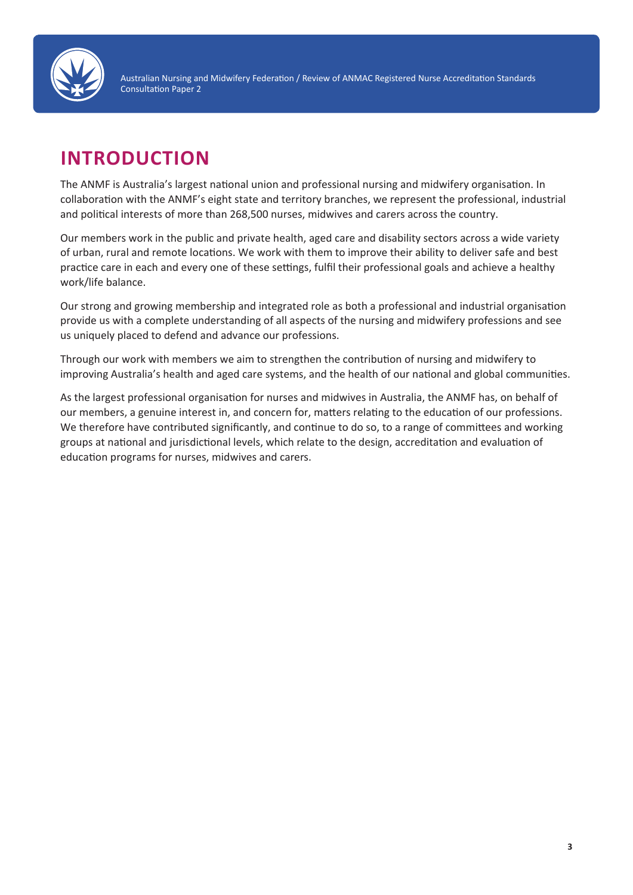# INTRODUCTION

The ANMF is Australia's largest national union and professional nursing and midwifery organisation. In collaboration with the ANMF's eight state and territory branches, we represent the professional, industrial and political interests of more than 268,500 nurses, midwives and carers across the country.

Our members work in the public and private health, aged care and disability sectors across a wide variety of urban, rural and remote locations. We work with them to improve their ability to deliver safe and best practice care in each and every one of these settings, fulfil their professional goals and achieve a healthy work/life balance.

Our strong and growing membership and integrated role as both a professional and industrial organisation provide us with a complete understanding of all aspects of the nursing and midwifery professions and see us uniquely placed to defend and advance our professions.

Through our work with members we aim to strengthen the contribution of nursing and midwifery to improving Australia's health and aged care systems, and the health of our national and global communities.

As the largest professional organisation for nurses and midwives in Australia, the ANMF has, on behalf of our members, a genuine interest in, and concern for, matters relating to the education of our professions. We therefore have contributed significantly, and continue to do so, to a range of committees and working groups at national and jurisdictional levels, which relate to the design, accreditation and evaluation of education programs for nurses, midwives and carers.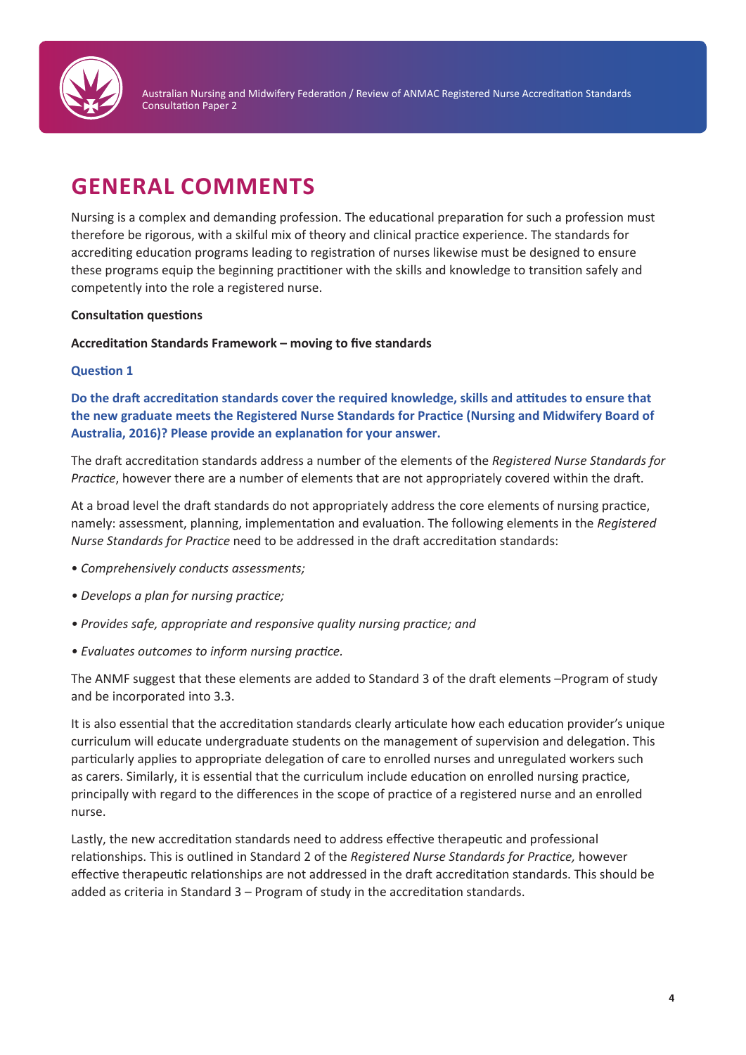# GENERAL COMMENTS

Nursing is a complex and demanding profession. The educational preparation for such a profession must therefore be rigorous, with a skilful mix of theory and clinical practice experience. The standards for accrediting education programs leading to registration of nurses likewise must be designed to ensure these programs equip the beginning practitioner with the skills and knowledge to transition safely and competently into the role a registered nurse.

**Consultation questions**

**Accreditation Standards Framework – moving to five standards**

### Question 1

**Do the draft accreditation standards cover the required knowledge, skills and attitudes to ensure that the new graduate meets the Registered Nurse Standards for Practice (Nursing and Midwifery Board of Australia, 2016)? Please provide an explanation for your answer.**

The draft accreditation standards address a number of the elements of the *Registered Nurse Standards for Practice*, however there are a number of elements that are not appropriately covered within the draft.

At a broad level the draft standards do not appropriately address the core elements of nursing practice, namely: assessment, planning, implementation and evaluation. The following elements in the *Registered Nurse Standards for Practice* need to be addressed in the draft accreditation standards:

- *Comprehensively conducts assessments;*
- *Develops a plan for nursing practice;*
- *Provides safe, appropriate and responsive quality nursing practice; and*
- *Evaluates outcomes to inform nursing practice.*

The ANMF suggest that these elements are added to Standard 3 of the draft elements –Program of study and be incorporated into 3.3.

It is also essential that the accreditation standards clearly articulate how each education provider's unique curriculum will educate undergraduate students on the management of supervision and delegation. This particularly applies to appropriate delegation of care to enrolled nurses and unregulated workers such as carers. Similarly, it is essential that the curriculum include education on enrolled nursing practice, principally with regard to the differences in the scope of practice of a registered nurse and an enrolled nurse.

Lastly, the new accreditation standards need to address effective therapeutic and professional relationships. This is outlined in Standard 2 of the *Registered Nurse Standards for Practice,* however effective therapeutic relationships are not addressed in the draft accreditation standards. This should be added as criteria in Standard 3 – Program of study in the accreditation standards.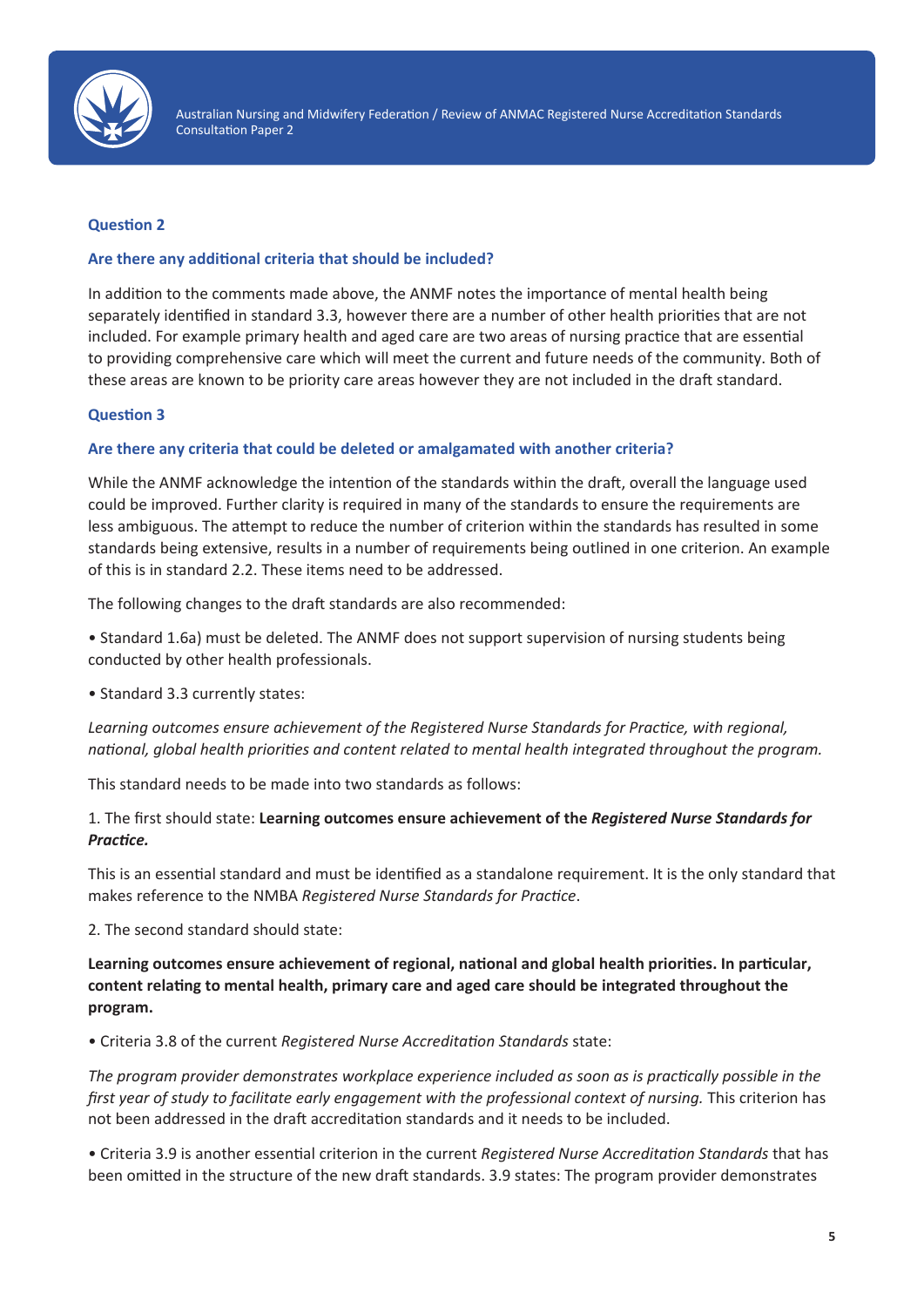### Question 2

### Are there any additional criteria that should be included?

In addition to the comments made above, the ANMF notes the importance of mental health being separately identified in standard 3.3, however there are a number of other health priorities that are not included. For example primary health and aged care are two areas of nursing practice that are essential to providing comprehensive care which will meet the current and future needs of the community. Both of these areas are known to be priority care areas however they are not included in the draft standard.

### Question 3

### Are there any criteria that could be deleted or amalgamated with another criteria?

While the ANMF acknowledge the intention of the standards within the draft, overall the language used could be improved. Further clarity is required in many of the standards to ensure the requirements are less ambiguous. The attempt to reduce the number of criterion within the standards has resulted in some standards being extensive, results in a number of requirements being outlined in one criterion. An example of this is in standard 2.2. These items need to be addressed.

The following changes to the draft standards are also recommended:

- Standard 1.6a) must be deleted. The ANMF does not support supervision of nursing students being conducted by other health professionals.
- Standard 3.3 currently states:

*Learning outcomes ensure achievement of the Registered Nurse Standards for Practice, with regional, national, global health priorities and content related to mental health integrated throughout the program.*

This standard needs to be made into two standards as follows:

1. The first should state: **Learning outcomes ensure achievement of the *Registered Nurse Standards for Practice.***

This is an essential standard and must be identified as a standalone requirement. It is the only standard that makes reference to the NMBA *Registered Nurse Standards for Practice*.

2. The second standard should state:

**Learning outcomes ensure achievement of regional, national and global health priorities. In particular, content relating to mental health, primary care and aged care should be integrated throughout the program.**

- Criteria 3.8 of the current *Registered Nurse Accreditation Standards* state:

*The program provider demonstrates workplace experience included as soon as is practically possible in the first year of study to facilitate early engagement with the professional context of nursing.* This criterion has not been addressed in the draft accreditation standards and it needs to be included.

- Criteria 3.9 is another essential criterion in the current *Registered Nurse Accreditation Standards* that has been omitted in the structure of the new draft standards. 3.9 states: The program provider demonstrates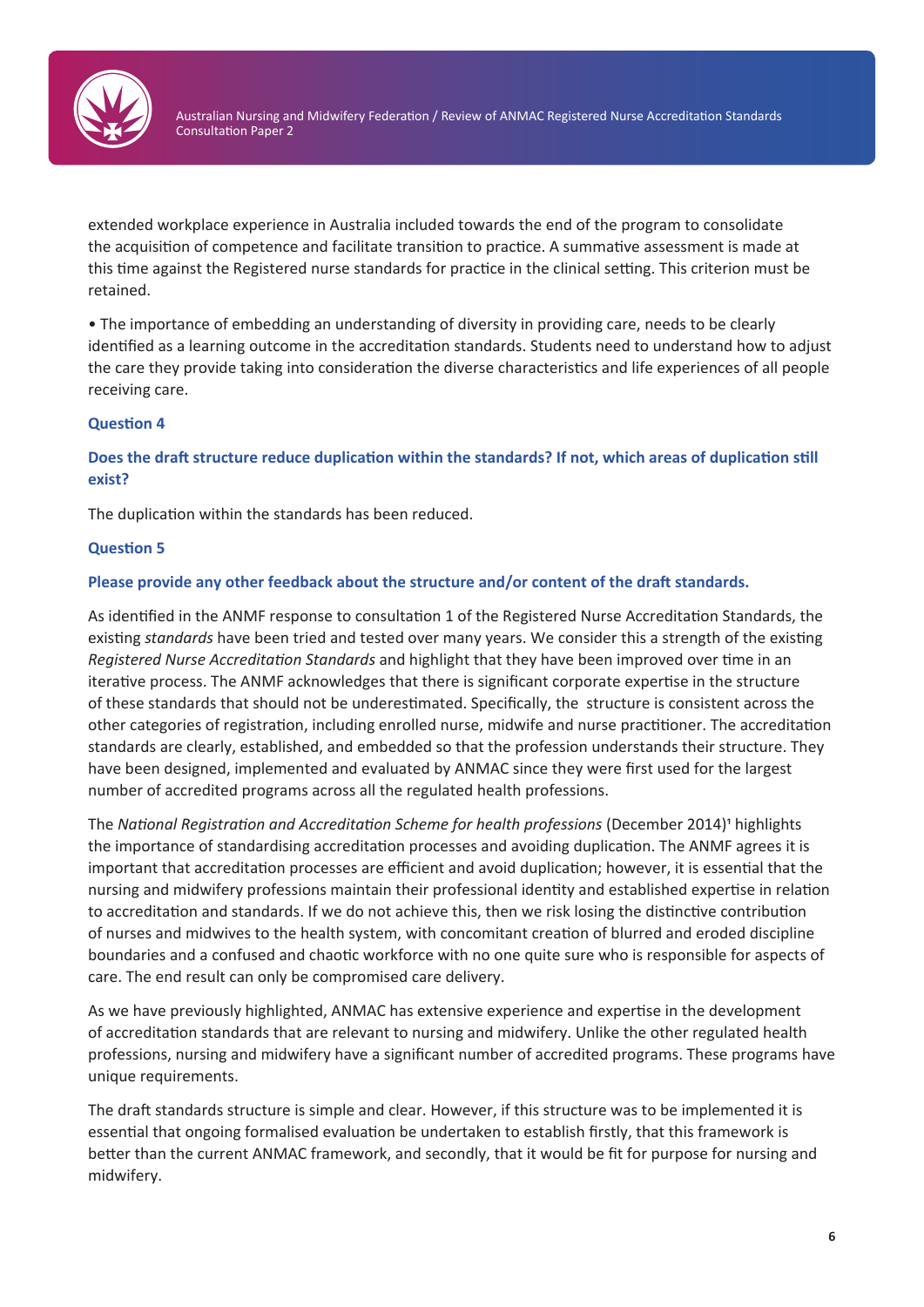extended workplace experience in Australia included towards the end of the program to consolidate the acquisition of competence and facilitate transition to practice. A summative assessment is made at this time against the Registered nurse standards for practice in the clinical setting. This criterion must be retained.

• The importance of embedding an understanding of diversity in providing care, needs to be clearly identified as a learning outcome in the accreditation standards. Students need to understand how to adjust the care they provide taking into consideration the diverse characteristics and life experiences of all people receiving care.

### Question 4

**Does the draft structure reduce duplication within the standards? If not, which areas of duplication still exist?**

The duplication within the standards has been reduced.

### Question 5

**Please provide any other feedback about the structure and/or content of the draft standards.**

As identified in the ANMF response to consultation 1 of the Registered Nurse Accreditation Standards, the existing *standards* have been tried and tested over many years. We consider this a strength of the existing *Registered Nurse Accreditation Standards* and highlight that they have been improved over time in an iterative process. The ANMF acknowledges that there is significant corporate expertise in the structure of these standards that should not be underestimated. Specifically, the structure is consistent across the other categories of registration, including enrolled nurse, midwife and nurse practitioner. The accreditation standards are clearly, established, and embedded so that the profession understands their structure. They have been designed, implemented and evaluated by ANMAC since they were first used for the largest number of accredited programs across all the regulated health professions.

The *National Registration and Accreditation Scheme for health professions* (December 2014)[1] highlights the importance of standardising accreditation processes and avoiding duplication. The ANMF agrees it is important that accreditation processes are efficient and avoid duplication; however, it is essential that the nursing and midwifery professions maintain their professional identity and established expertise in relation to accreditation and standards. If we do not achieve this, then we risk losing the distinctive contribution of nurses and midwives to the health system, with concomitant creation of blurred and eroded discipline boundaries and a confused and chaotic workforce with no one quite sure who is responsible for aspects of care. The end result can only be compromised care delivery.

As we have previously highlighted, ANMAC has extensive experience and expertise in the development of accreditation standards that are relevant to nursing and midwifery. Unlike the other regulated health professions, nursing and midwifery have a significant number of accredited programs. These programs have unique requirements.

The draft standards structure is simple and clear. However, if this structure was to be implemented it is essential that ongoing formalised evaluation be undertaken to establish firstly, that this framework is better than the current ANMAC framework, and secondly, that it would be fit for purpose for nursing and midwifery.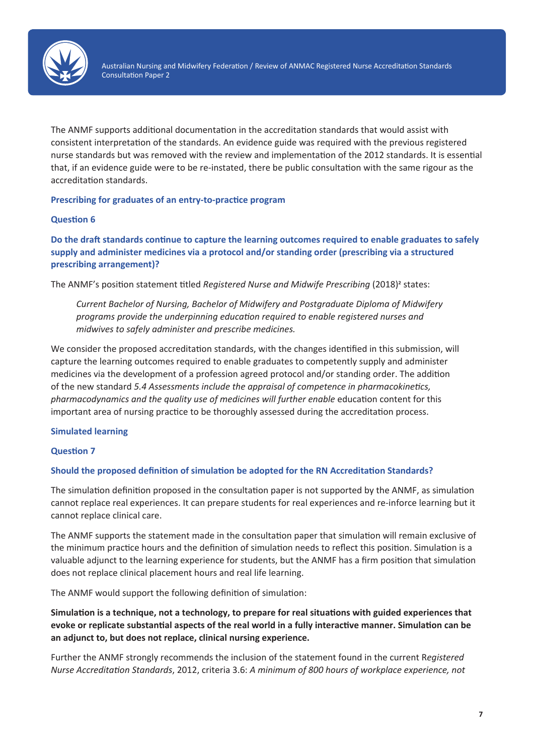The ANMF supports additional documentation in the accreditation standards that would assist with consistent interpretation of the standards. An evidence guide was required with the previous registered nurse standards but was removed with the review and implementation of the 2012 standards. It is essential that, if an evidence guide were to be re-instated, there be public consultation with the same rigour as the accreditation standards.

### Prescribing for graduates of an entry-to-practice program

#### Question 6

#### Do the draft standards continue to capture the learning outcomes required to enable graduates to safely supply and administer medicines via a protocol and/or standing order (prescribing via a structured prescribing arrangement)?

The ANMF's position statement titled *Registered Nurse and Midwife Prescribing* (2018)[2] states:

> *Current Bachelor of Nursing, Bachelor of Midwifery and Postgraduate Diploma of Midwifery programs provide the underpinning education required to enable registered nurses and midwives to safely administer and prescribe medicines.*

We consider the proposed accreditation standards, with the changes identified in this submission, will capture the learning outcomes required to enable graduates to competently supply and administer medicines via the development of a profession agreed protocol and/or standing order. The addition of the new standard *5.4 Assessments include the appraisal of competence in pharmacokinetics, pharmacodynamics and the quality use of medicines will further enable* education content for this important area of nursing practice to be thoroughly assessed during the accreditation process.

### Simulated learning

#### Question 7

#### Should the proposed definition of simulation be adopted for the RN Accreditation Standards?

The simulation definition proposed in the consultation paper is not supported by the ANMF, as simulation cannot replace real experiences. It can prepare students for real experiences and re-inforce learning but it cannot replace clinical care.

The ANMF supports the statement made in the consultation paper that simulation will remain exclusive of the minimum practice hours and the definition of simulation needs to reflect this position. Simulation is a valuable adjunct to the learning experience for students, but the ANMF has a firm position that simulation does not replace clinical placement hours and real life learning.

The ANMF would support the following definition of simulation:

**Simulation is a technique, not a technology, to prepare for real situations with guided experiences that evoke or replicate substantial aspects of the real world in a fully interactive manner. Simulation can be an adjunct to, but does not replace, clinical nursing experience.**

Further the ANMF strongly recommends the inclusion of the statement found in the current R*egistered Nurse Accreditation Standards*, 2012, criteria 3.6: *A minimum of 800 hours of workplace experience, not*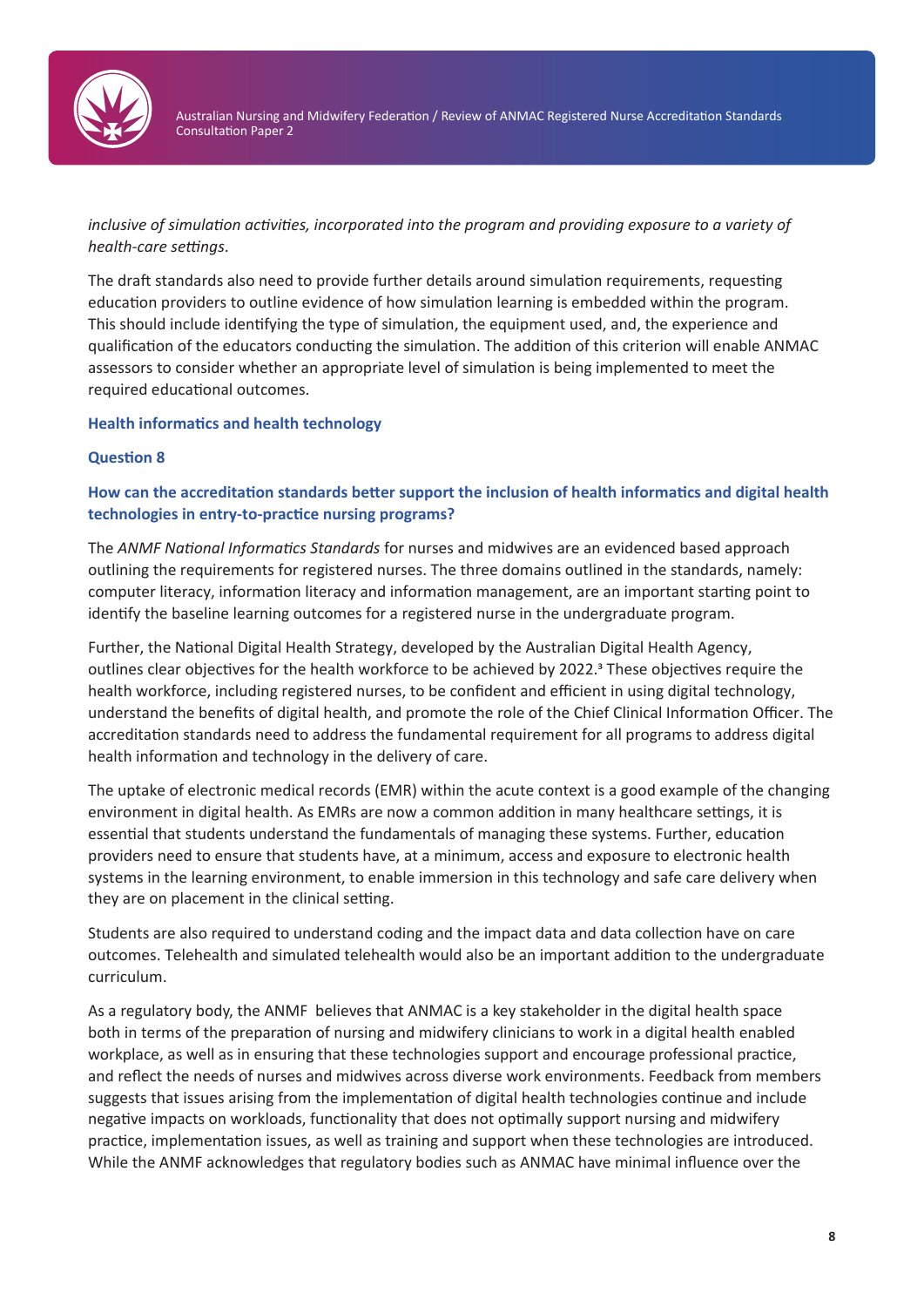*inclusive of simulation activities, incorporated into the program and providing exposure to a variety of health-care settings.*

The draft standards also need to provide further details around simulation requirements, requesting education providers to outline evidence of how simulation learning is embedded within the program. This should include identifying the type of simulation, the equipment used, and, the experience and qualification of the educators conducting the simulation. The addition of this criterion will enable ANMAC assessors to consider whether an appropriate level of simulation is being implemented to meet the required educational outcomes.

### Health informatics and health technology

### Question 8

### How can the accreditation standards better support the inclusion of health informatics and digital health technologies in entry-to-practice nursing programs?

The *ANMF National Informatics Standards* for nurses and midwives are an evidenced based approach outlining the requirements for registered nurses. The three domains outlined in the standards, namely: computer literacy, information literacy and information management, are an important starting point to identify the baseline learning outcomes for a registered nurse in the undergraduate program.

Further, the National Digital Health Strategy, developed by the Australian Digital Health Agency, outlines clear objectives for the health workforce to be achieved by 2022.[3] These objectives require the health workforce, including registered nurses, to be confident and efficient in using digital technology, understand the benefits of digital health, and promote the role of the Chief Clinical Information Officer. The accreditation standards need to address the fundamental requirement for all programs to address digital health information and technology in the delivery of care.

The uptake of electronic medical records (EMR) within the acute context is a good example of the changing environment in digital health. As EMRs are now a common addition in many healthcare settings, it is essential that students understand the fundamentals of managing these systems. Further, education providers need to ensure that students have, at a minimum, access and exposure to electronic health systems in the learning environment, to enable immersion in this technology and safe care delivery when they are on placement in the clinical setting.

Students are also required to understand coding and the impact data and data collection have on care outcomes. Telehealth and simulated telehealth would also be an important addition to the undergraduate curriculum.

As a regulatory body, the ANMF believes that ANMAC is a key stakeholder in the digital health space both in terms of the preparation of nursing and midwifery clinicians to work in a digital health enabled workplace, as well as in ensuring that these technologies support and encourage professional practice, and reflect the needs of nurses and midwives across diverse work environments. Feedback from members suggests that issues arising from the implementation of digital health technologies continue and include negative impacts on workloads, functionality that does not optimally support nursing and midwifery practice, implementation issues, as well as training and support when these technologies are introduced. While the ANMF acknowledges that regulatory bodies such as ANMAC have minimal influence over the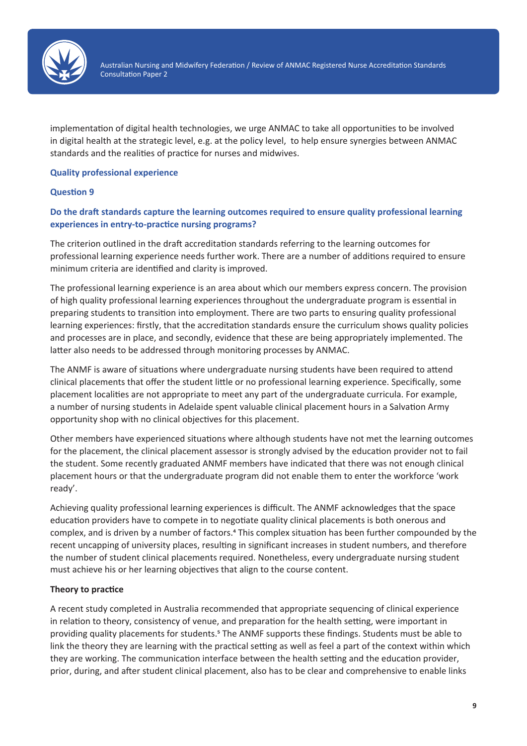implementation of digital health technologies, we urge ANMAC to take all opportunities to be involved in digital health at the strategic level, e.g. at the policy level, to help ensure synergies between ANMAC standards and the realities of practice for nurses and midwives.

### Quality professional experience

#### Question 9

#### Do the draft standards capture the learning outcomes required to ensure quality professional learning experiences in entry-to-practice nursing programs?

The criterion outlined in the draft accreditation standards referring to the learning outcomes for professional learning experience needs further work. There are a number of additions required to ensure minimum criteria are identified and clarity is improved.

The professional learning experience is an area about which our members express concern. The provision of high quality professional learning experiences throughout the undergraduate program is essential in preparing students to transition into employment. There are two parts to ensuring quality professional learning experiences: firstly, that the accreditation standards ensure the curriculum shows quality policies and processes are in place, and secondly, evidence that these are being appropriately implemented. The latter also needs to be addressed through monitoring processes by ANMAC.

The ANMF is aware of situations where undergraduate nursing students have been required to attend clinical placements that offer the student little or no professional learning experience. Specifically, some placement localities are not appropriate to meet any part of the undergraduate curricula. For example, a number of nursing students in Adelaide spent valuable clinical placement hours in a Salvation Army opportunity shop with no clinical objectives for this placement.

Other members have experienced situations where although students have not met the learning outcomes for the placement, the clinical placement assessor is strongly advised by the education provider not to fail the student. Some recently graduated ANMF members have indicated that there was not enough clinical placement hours or that the undergraduate program did not enable them to enter the workforce 'work ready'.

Achieving quality professional learning experiences is difficult. The ANMF acknowledges that the space education providers have to compete in to negotiate quality clinical placements is both onerous and complex, and is driven by a number of factors.[4] This complex situation has been further compounded by the recent uncapping of university places, resulting in significant increases in student numbers, and therefore the number of student clinical placements required. Nonetheless, every undergraduate nursing student must achieve his or her learning objectives that align to the course content.

**Theory to practice**

A recent study completed in Australia recommended that appropriate sequencing of clinical experience in relation to theory, consistency of venue, and preparation for the health setting, were important in providing quality placements for students.[5] The ANMF supports these findings. Students must be able to link the theory they are learning with the practical setting as well as feel a part of the context within which they are working. The communication interface between the health setting and the education provider, prior, during, and after student clinical placement, also has to be clear and comprehensive to enable links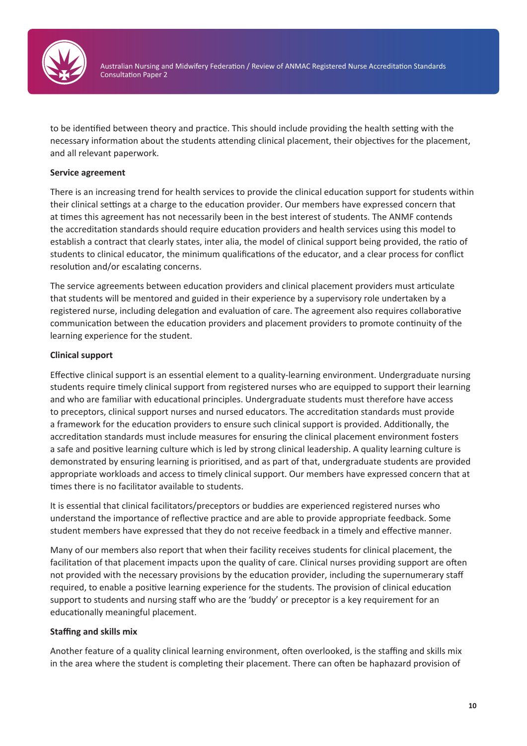to be identified between theory and practice. This should include providing the health setting with the necessary information about the students attending clinical placement, their objectives for the placement, and all relevant paperwork.

**Service agreement**

There is an increasing trend for health services to provide the clinical education support for students within their clinical settings at a charge to the education provider. Our members have expressed concern that at times this agreement has not necessarily been in the best interest of students. The ANMF contends the accreditation standards should require education providers and health services using this model to establish a contract that clearly states, inter alia, the model of clinical support being provided, the ratio of students to clinical educator, the minimum qualifications of the educator, and a clear process for conflict resolution and/or escalating concerns.

The service agreements between education providers and clinical placement providers must articulate that students will be mentored and guided in their experience by a supervisory role undertaken by a registered nurse, including delegation and evaluation of care. The agreement also requires collaborative communication between the education providers and placement providers to promote continuity of the learning experience for the student.

**Clinical support**

Effective clinical support is an essential element to a quality-learning environment. Undergraduate nursing students require timely clinical support from registered nurses who are equipped to support their learning and who are familiar with educational principles. Undergraduate students must therefore have access to preceptors, clinical support nurses and nursed educators. The accreditation standards must provide a framework for the education providers to ensure such clinical support is provided. Additionally, the accreditation standards must include measures for ensuring the clinical placement environment fosters a safe and positive learning culture which is led by strong clinical leadership. A quality learning culture is demonstrated by ensuring learning is prioritised, and as part of that, undergraduate students are provided appropriate workloads and access to timely clinical support. Our members have expressed concern that at times there is no facilitator available to students.

It is essential that clinical facilitators/preceptors or buddies are experienced registered nurses who understand the importance of reflective practice and are able to provide appropriate feedback. Some student members have expressed that they do not receive feedback in a timely and effective manner.

Many of our members also report that when their facility receives students for clinical placement, the facilitation of that placement impacts upon the quality of care. Clinical nurses providing support are often not provided with the necessary provisions by the education provider, including the supernumerary staff required, to enable a positive learning experience for the students. The provision of clinical education support to students and nursing staff who are the 'buddy' or preceptor is a key requirement for an educationally meaningful placement.

**Staffing and skills mix**

Another feature of a quality clinical learning environment, often overlooked, is the staffing and skills mix in the area where the student is completing their placement. There can often be haphazard provision of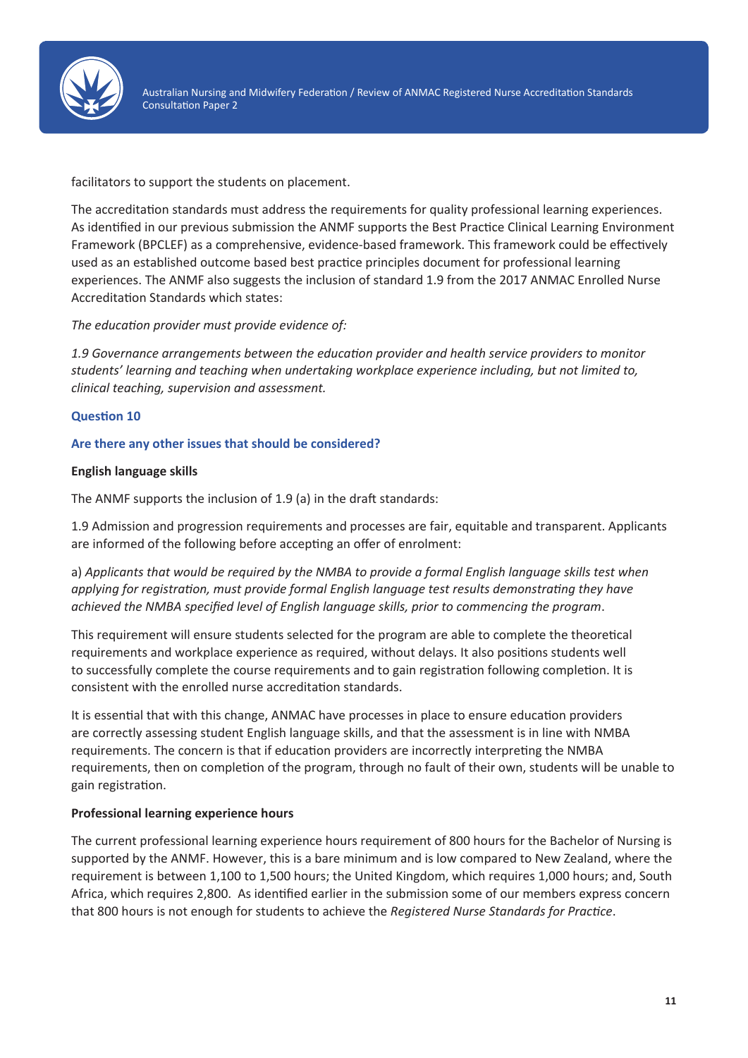facilitators to support the students on placement.

The accreditation standards must address the requirements for quality professional learning experiences. As identified in our previous submission the ANMF supports the Best Practice Clinical Learning Environment Framework (BPCLEF) as a comprehensive, evidence-based framework. This framework could be effectively used as an established outcome based best practice principles document for professional learning experiences. The ANMF also suggests the inclusion of standard 1.9 from the 2017 ANMAC Enrolled Nurse Accreditation Standards which states:

*The education provider must provide evidence of:*

*1.9 Governance arrangements between the education provider and health service providers to monitor students' learning and teaching when undertaking workplace experience including, but not limited to, clinical teaching, supervision and assessment.*

### Question 10

### Are there any other issues that should be considered?

**English language skills**

The ANMF supports the inclusion of 1.9 (a) in the draft standards:

1.9 Admission and progression requirements and processes are fair, equitable and transparent. Applicants are informed of the following before accepting an offer of enrolment:

a) *Applicants that would be required by the NMBA to provide a formal English language skills test when applying for registration, must provide formal English language test results demonstrating they have achieved the NMBA specified level of English language skills, prior to commencing the program*.

This requirement will ensure students selected for the program are able to complete the theoretical requirements and workplace experience as required, without delays. It also positions students well to successfully complete the course requirements and to gain registration following completion. It is consistent with the enrolled nurse accreditation standards.

It is essential that with this change, ANMAC have processes in place to ensure education providers are correctly assessing student English language skills, and that the assessment is in line with NMBA requirements. The concern is that if education providers are incorrectly interpreting the NMBA requirements, then on completion of the program, through no fault of their own, students will be unable to gain registration.

**Professional learning experience hours**

The current professional learning experience hours requirement of 800 hours for the Bachelor of Nursing is supported by the ANMF. However, this is a bare minimum and is low compared to New Zealand, where the requirement is between 1,100 to 1,500 hours; the United Kingdom, which requires 1,000 hours; and, South Africa, which requires 2,800. As identified earlier in the submission some of our members express concern that 800 hours is not enough for students to achieve the *Registered Nurse Standards for Practice*.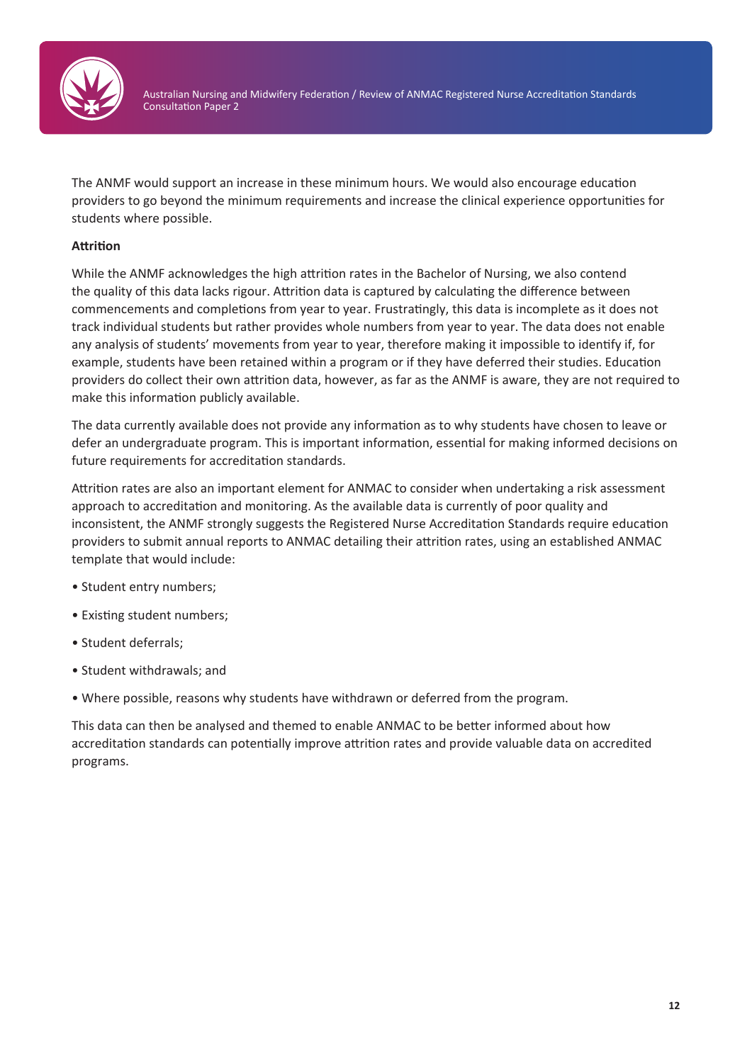The ANMF would support an increase in these minimum hours. We would also encourage education providers to go beyond the minimum requirements and increase the clinical experience opportunities for students where possible.

**Attrition**

While the ANMF acknowledges the high attrition rates in the Bachelor of Nursing, we also contend the quality of this data lacks rigour. Attrition data is captured by calculating the difference between commencements and completions from year to year. Frustratingly, this data is incomplete as it does not track individual students but rather provides whole numbers from year to year. The data does not enable any analysis of students' movements from year to year, therefore making it impossible to identify if, for example, students have been retained within a program or if they have deferred their studies. Education providers do collect their own attrition data, however, as far as the ANMF is aware, they are not required to make this information publicly available.

The data currently available does not provide any information as to why students have chosen to leave or defer an undergraduate program. This is important information, essential for making informed decisions on future requirements for accreditation standards.

Attrition rates are also an important element for ANMAC to consider when undertaking a risk assessment approach to accreditation and monitoring. As the available data is currently of poor quality and inconsistent, the ANMF strongly suggests the Registered Nurse Accreditation Standards require education providers to submit annual reports to ANMAC detailing their attrition rates, using an established ANMAC template that would include:

- Student entry numbers;
- Existing student numbers;
- Student deferrals;
- Student withdrawals; and
- Where possible, reasons why students have withdrawn or deferred from the program.

This data can then be analysed and themed to enable ANMAC to be better informed about how accreditation standards can potentially improve attrition rates and provide valuable data on accredited programs.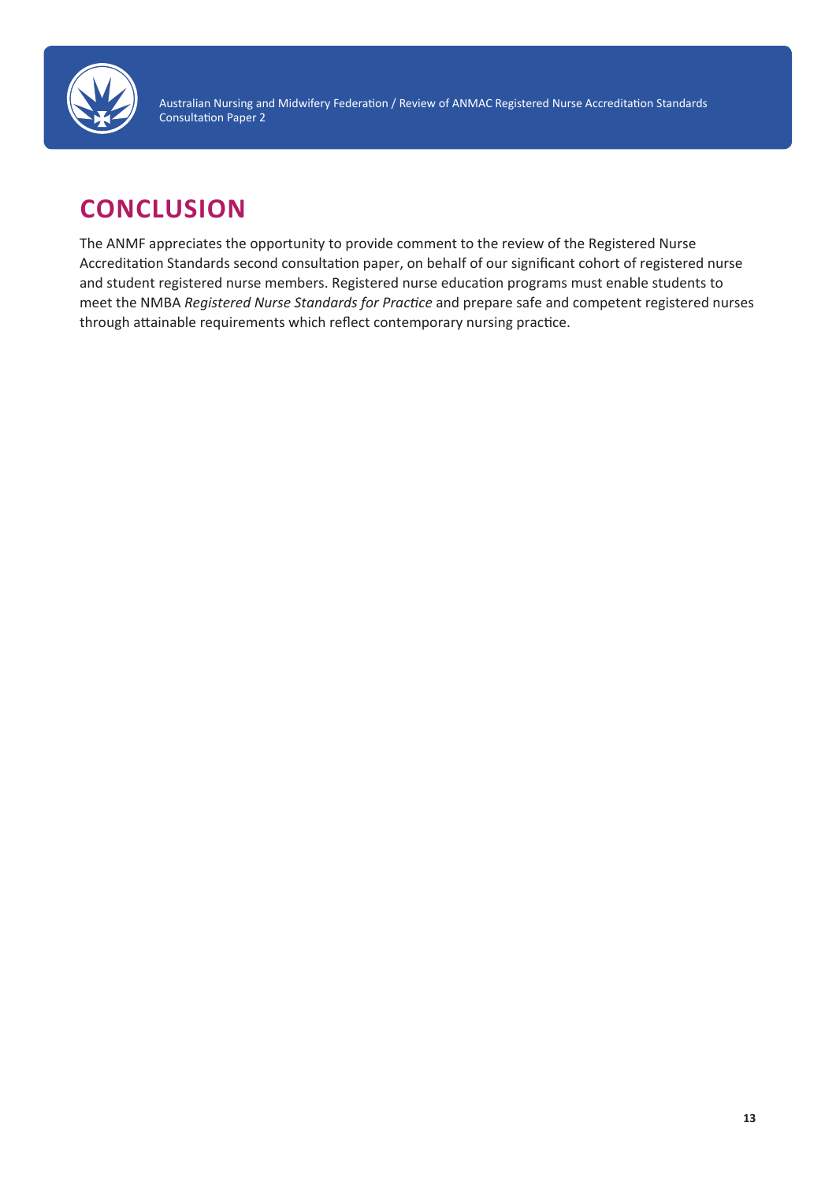# CONCLUSION

The ANMF appreciates the opportunity to provide comment to the review of the Registered Nurse Accreditation Standards second consultation paper, on behalf of our significant cohort of registered nurse and student registered nurse members. Registered nurse education programs must enable students to meet the NMBA *Registered Nurse Standards for Practice* and prepare safe and competent registered nurses through attainable requirements which reflect contemporary nursing practice.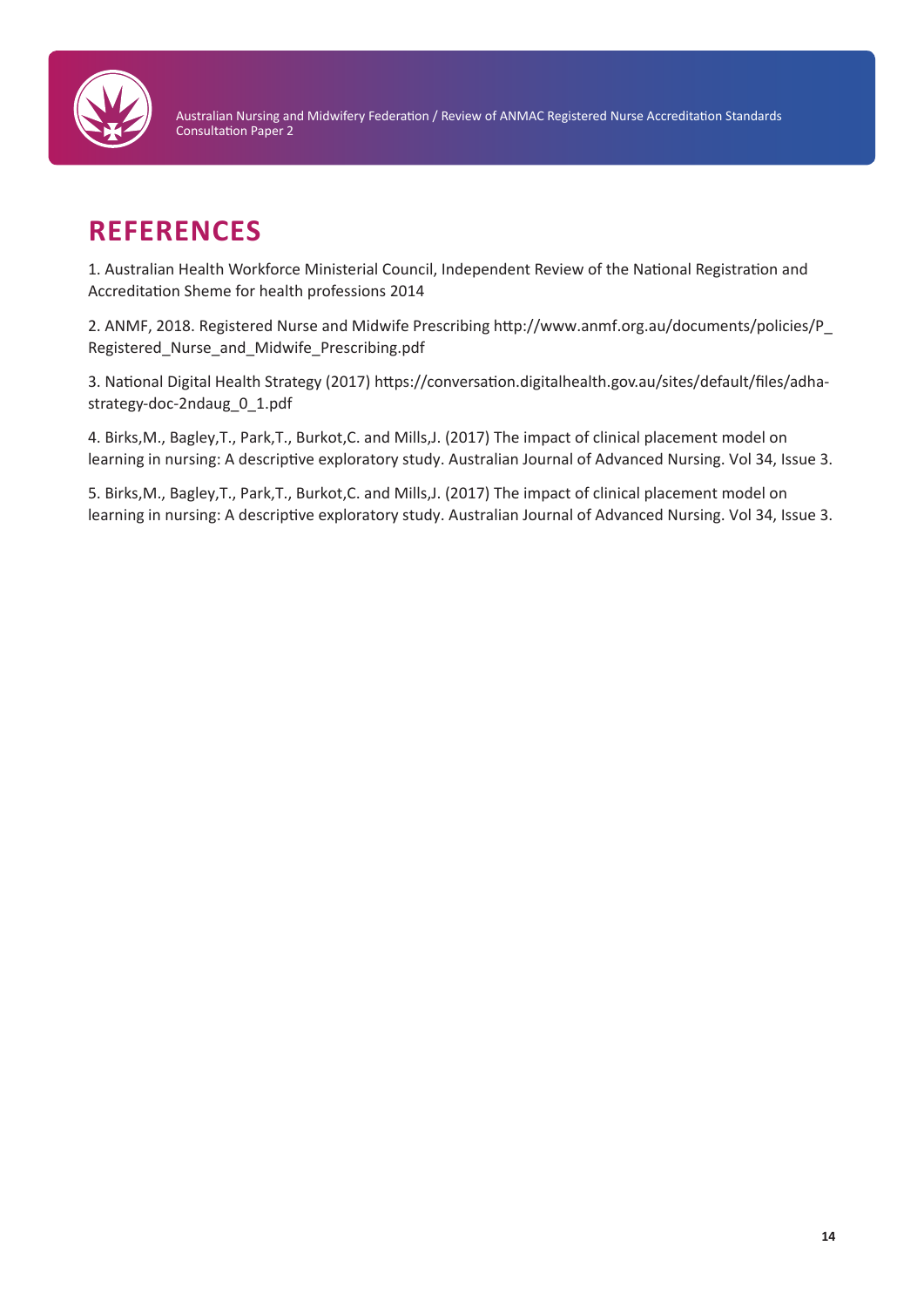## REFERENCES

1. Australian Health Workforce Ministerial Council, Independent Review of the National Registration and Accreditation Sheme for health professions 2014

2. ANMF, 2018. Registered Nurse and Midwife Prescribing http://www.anmf.org.au/documents/policies/P_Registered_Nurse_and_Midwife_Prescribing.pdf

3. National Digital Health Strategy (2017) https://conversation.digitalhealth.gov.au/sites/default/files/adha-strategy-doc-2ndaug_0_1.pdf

4. Birks,M., Bagley,T., Park,T., Burkot,C. and Mills,J. (2017) The impact of clinical placement model on learning in nursing: A descriptive exploratory study. Australian Journal of Advanced Nursing. Vol 34, Issue 3.

5. Birks,M., Bagley,T., Park,T., Burkot,C. and Mills,J. (2017) The impact of clinical placement model on learning in nursing: A descriptive exploratory study. Australian Journal of Advanced Nursing. Vol 34, Issue 3.